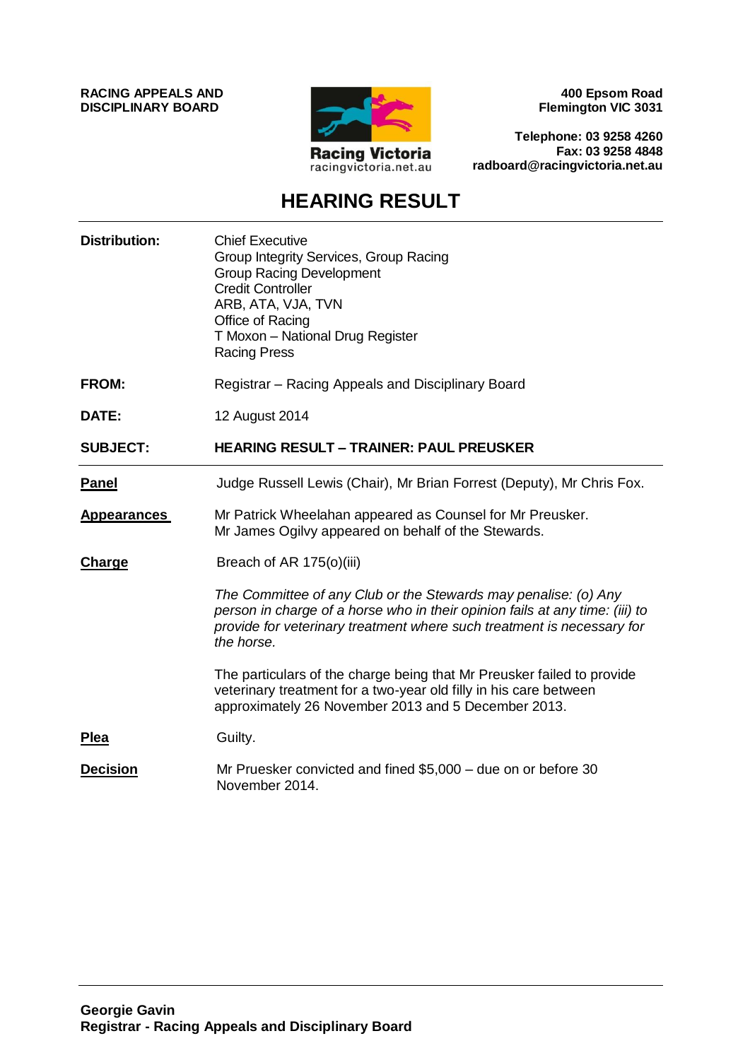**RACING APPEALS AND DISCIPLINARY BOARD**

Racing Victoria
racingvictoria.net.au

**400 Epsom Road**
**Flemington VIC 3031**

**Telephone: 03 9258 4260**
**Fax: 03 9258 4848**
**radboard@racingvictoria.net.au**

# HEARING RESULT

| | |
|---|---|
| **Distribution:** | Chief Executive<br>Group Integrity Services, Group Racing<br>Group Racing Development<br>Credit Controller<br>ARB, ATA, VJA, TVN<br>Office of Racing<br>T Moxon – National Drug Register<br>Racing Press |
| **FROM:** | Registrar – Racing Appeals and Disciplinary Board |
| **DATE:** | 12 August 2014 |
| **SUBJECT:** | **HEARING RESULT – TRAINER: PAUL PREUSKER** |

**Panel**

Judge Russell Lewis (Chair), Mr Brian Forrest (Deputy), Mr Chris Fox.

**Appearances**

Mr Patrick Wheelahan appeared as Counsel for Mr Preusker.
Mr James Ogilvy appeared on behalf of the Stewards.

**Charge**

Breach of AR 175(o)(iii)

*The Committee of any Club or the Stewards may penalise: (o) Any person in charge of a horse who in their opinion fails at any time: (iii) to provide for veterinary treatment where such treatment is necessary for the horse.*

The particulars of the charge being that Mr Preusker failed to provide veterinary treatment for a two-year old filly in his care between approximately 26 November 2013 and 5 December 2013.

**Plea**

Guilty.

**Decision**

Mr Pruesker convicted and fined $5,000 – due on or before 30 November 2014.

**Georgie Gavin**
**Registrar - Racing Appeals and Disciplinary Board**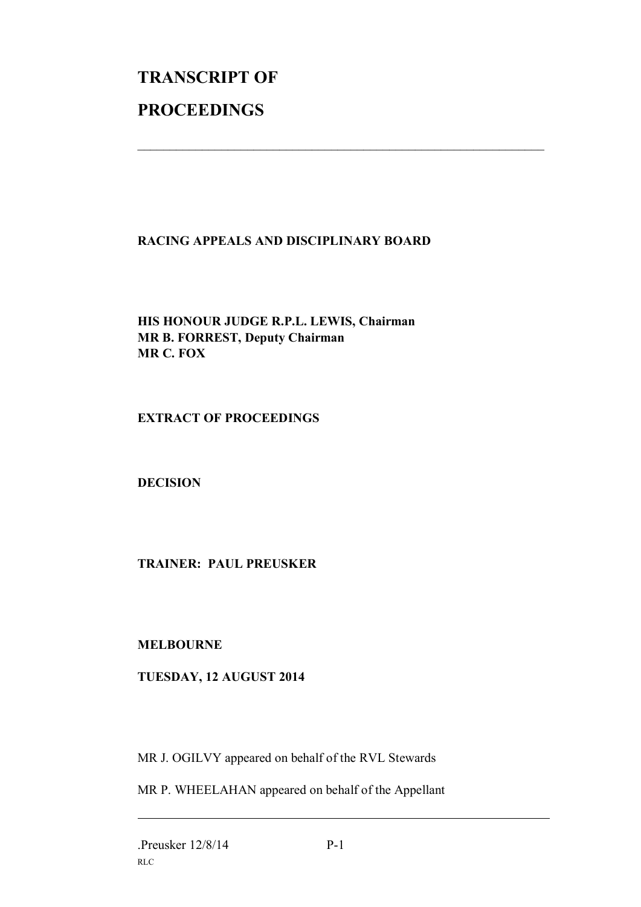# TRANSCRIPT OF

# PROCEEDINGS

---

**RACING APPEALS AND DISCIPLINARY BOARD**

**HIS HONOUR JUDGE R.P.L. LEWIS, Chairman**
**MR B. FORREST, Deputy Chairman**
**MR C. FOX**

**EXTRACT OF PROCEEDINGS**

**DECISION**

**TRAINER: PAUL PREUSKER**

**MELBOURNE**

**TUESDAY, 12 AUGUST 2014**

MR J. OGILVY appeared on behalf of the RVL Stewards

MR P. WHEELAHAN appeared on behalf of the Appellant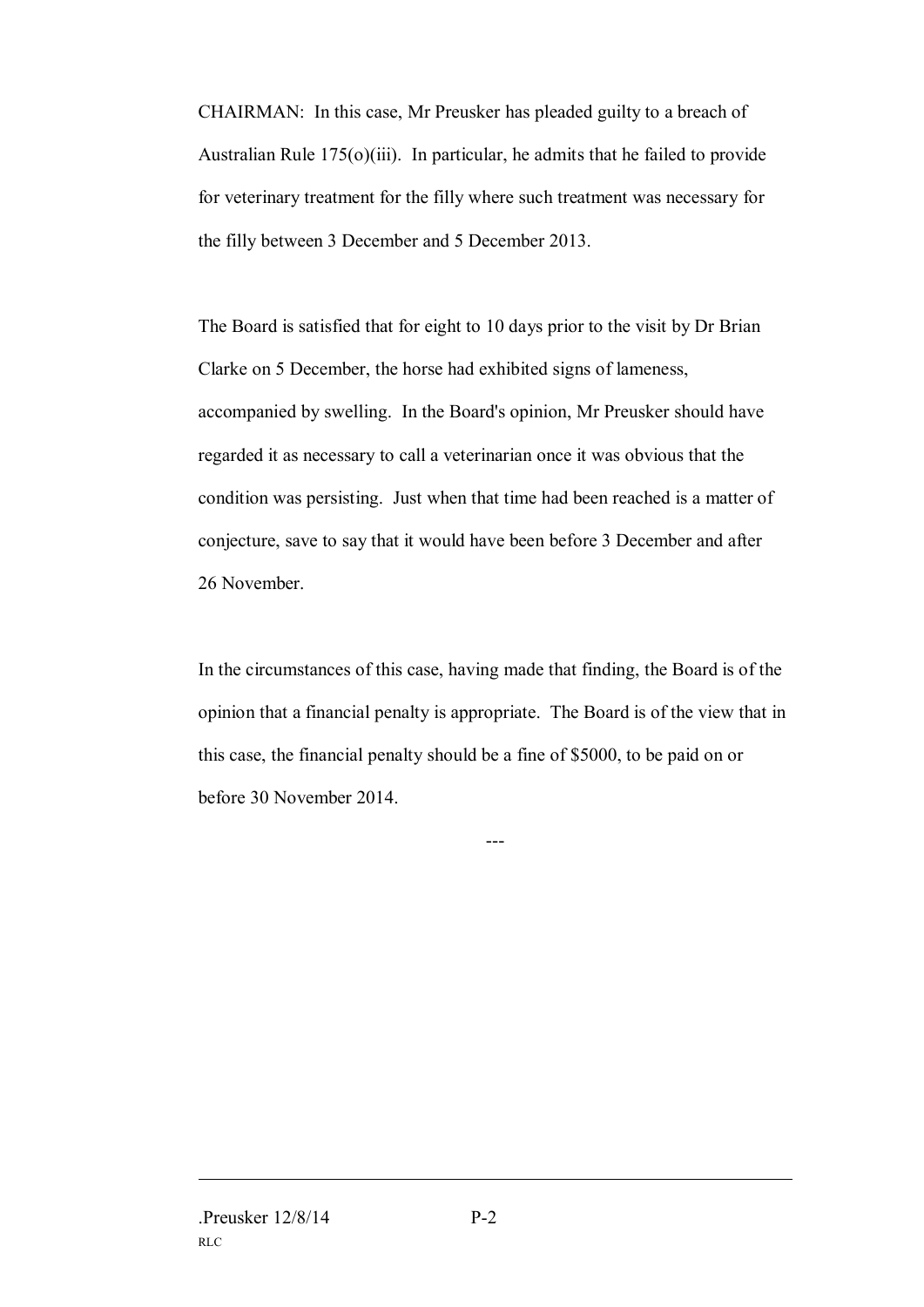CHAIRMAN: In this case, Mr Preusker has pleaded guilty to a breach of Australian Rule 175(o)(iii). In particular, he admits that he failed to provide for veterinary treatment for the filly where such treatment was necessary for the filly between 3 December and 5 December 2013.

The Board is satisfied that for eight to 10 days prior to the visit by Dr Brian Clarke on 5 December, the horse had exhibited signs of lameness, accompanied by swelling. In the Board's opinion, Mr Preusker should have regarded it as necessary to call a veterinarian once it was obvious that the condition was persisting. Just when that time had been reached is a matter of conjecture, save to say that it would have been before 3 December and after 26 November.

In the circumstances of this case, having made that finding, the Board is of the opinion that a financial penalty is appropriate. The Board is of the view that in this case, the financial penalty should be a fine of $5000, to be paid on or before 30 November 2014.

---